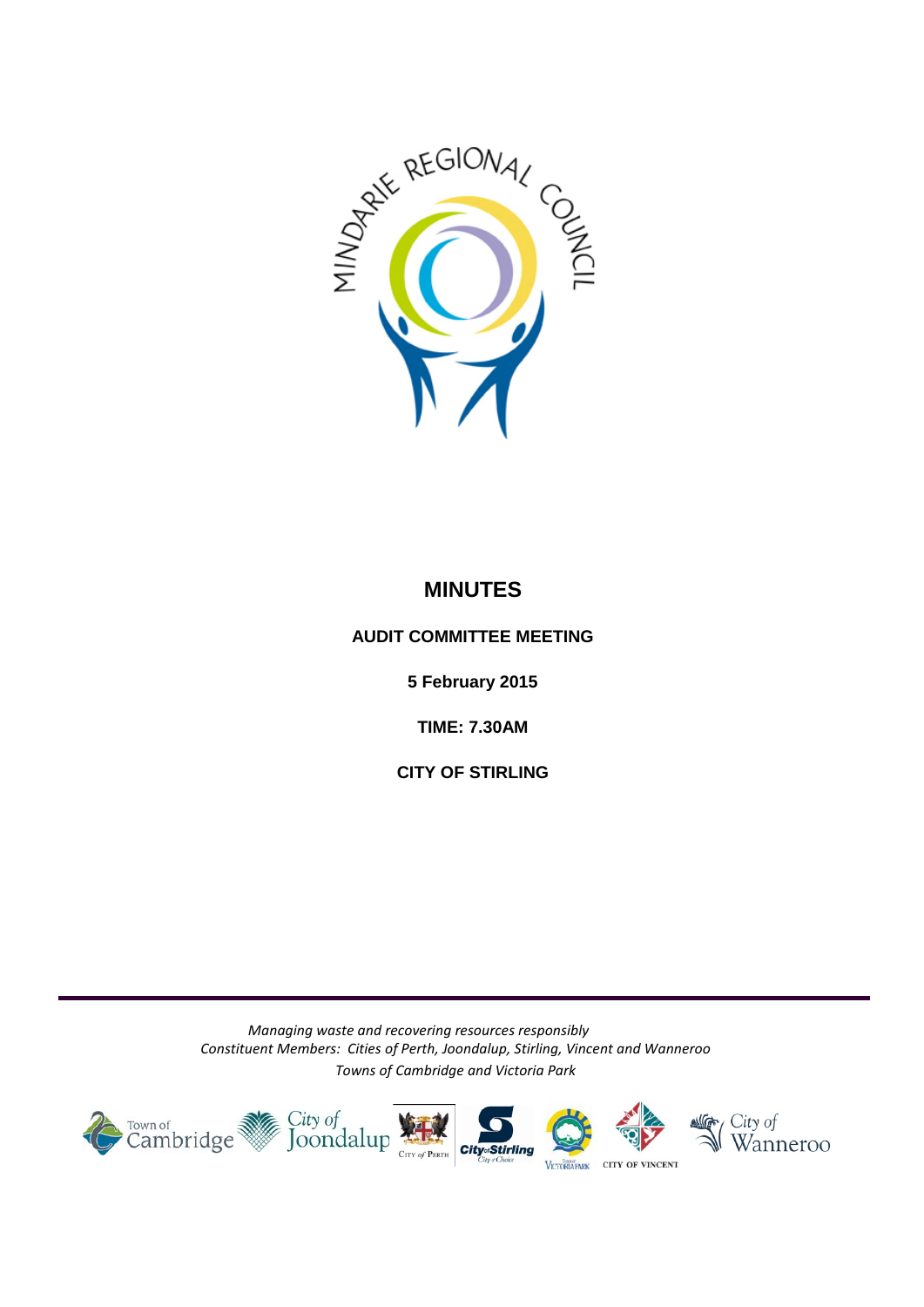MINDARIE REGIONAL COUNCIL

# MINUTES

## AUDIT COMMITTEE MEETING

**5 February 2015**

**TIME: 7.30AM**

**CITY OF STIRLING**

*Managing waste and recovering resources responsibly*
*Constituent Members: Cities of Perth, Joondalup, Stirling, Vincent and Wanneroo*
*Towns of Cambridge and Victoria Park*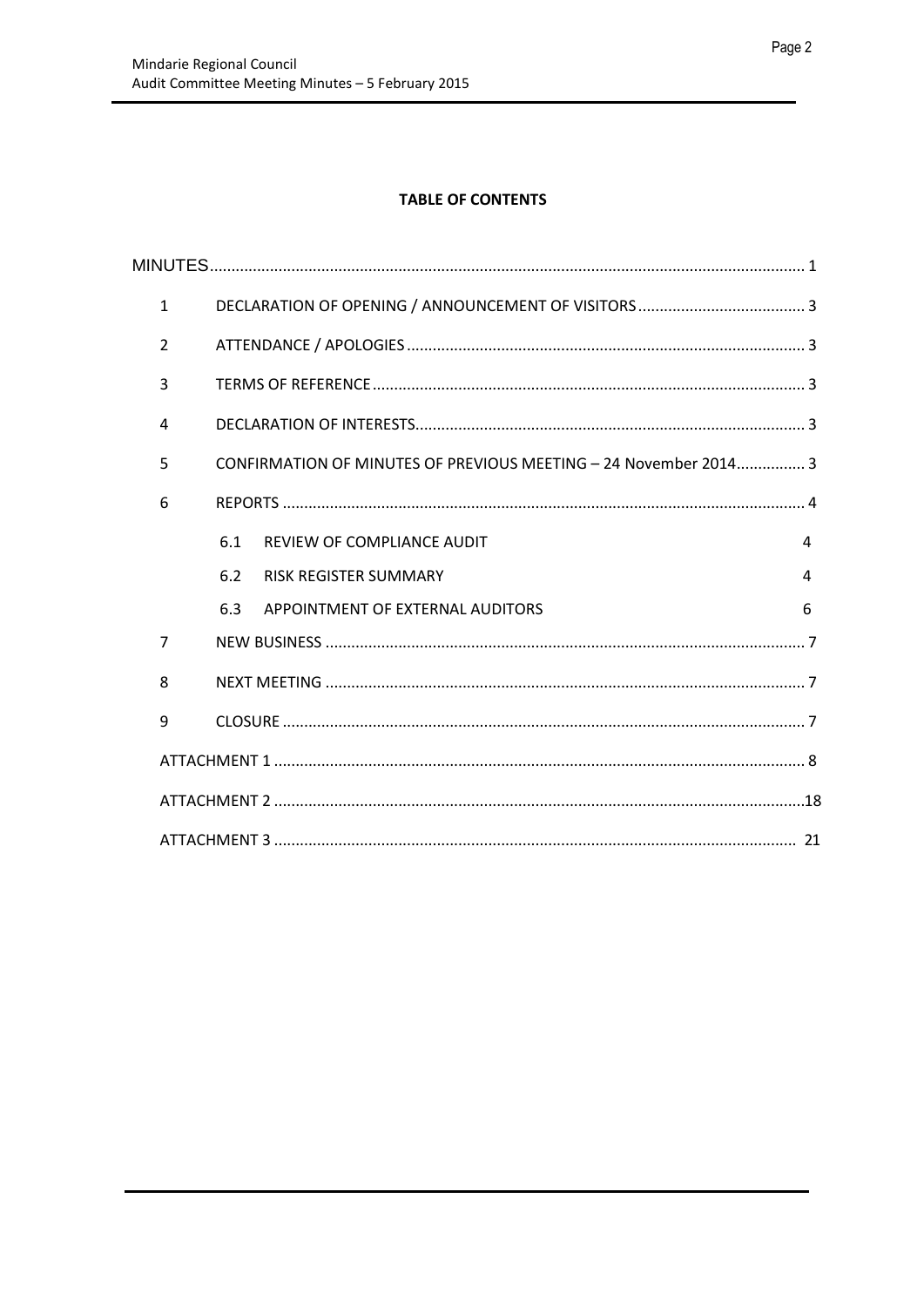**TABLE OF CONTENTS**

| | | |
|---|---|---|
| MINUTES | | 1 |
| 1 | DECLARATION OF OPENING / ANNOUNCEMENT OF VISITORS | 3 |
| 2 | ATTENDANCE / APOLOGIES | 3 |
| 3 | TERMS OF REFERENCE | 3 |
| 4 | DECLARATION OF INTERESTS | 3 |
| 5 | CONFIRMATION OF MINUTES OF PREVIOUS MEETING – 24 November 2014 | 3 |
| 6 | REPORTS | 4 |
| | 6.1 REVIEW OF COMPLIANCE AUDIT | 4 |
| | 6.2 RISK REGISTER SUMMARY | 4 |
| | 6.3 APPOINTMENT OF EXTERNAL AUDITORS | 6 |
| 7 | NEW BUSINESS | 7 |
| 8 | NEXT MEETING | 7 |
| 9 | CLOSURE | 7 |
| ATTACHMENT 1 | | 8 |
| ATTACHMENT 2 | | 18 |
| ATTACHMENT 3 | | 21 |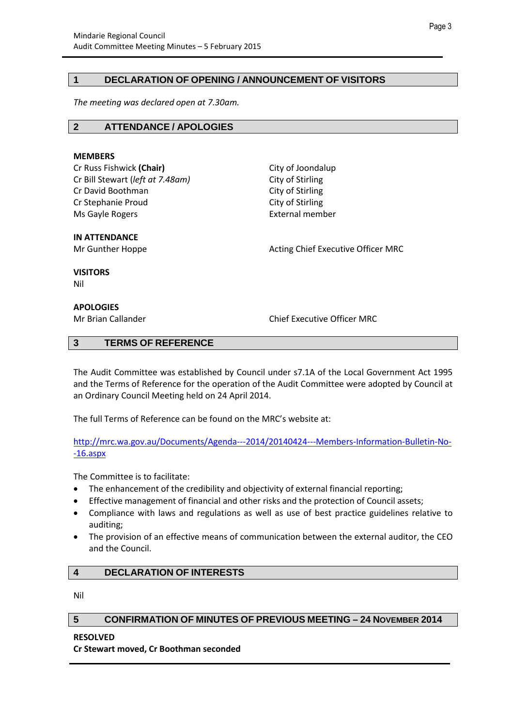## 1 DECLARATION OF OPENING / ANNOUNCEMENT OF VISITORS

*The meeting was declared open at 7.30am.*

## 2 ATTENDANCE / APOLOGIES

**MEMBERS**

| | |
|---|---|
| Cr Russ Fishwick **(Chair)** | City of Joondalup |
| Cr Bill Stewart (*left at 7.48am)* | City of Stirling |
| Cr David Boothman | City of Stirling |
| Cr Stephanie Proud | City of Stirling |
| Ms Gayle Rogers | External member |

**IN ATTENDANCE**

| | |
|---|---|
| Mr Gunther Hoppe | Acting Chief Executive Officer MRC |

**VISITORS**

Nil

**APOLOGIES**

| | |
|---|---|
| Mr Brian Callander | Chief Executive Officer MRC |

## 3 TERMS OF REFERENCE

The Audit Committee was established by Council under s7.1A of the Local Government Act 1995 and the Terms of Reference for the operation of the Audit Committee were adopted by Council at an Ordinary Council Meeting held on 24 April 2014.

The full Terms of Reference can be found on the MRC's website at:

http://mrc.wa.gov.au/Documents/Agenda---2014/20140424---Members-Information-Bulletin-No--16.aspx

The Committee is to facilitate:

- The enhancement of the credibility and objectivity of external financial reporting;
- Effective management of financial and other risks and the protection of Council assets;
- Compliance with laws and regulations as well as use of best practice guidelines relative to auditing;
- The provision of an effective means of communication between the external auditor, the CEO and the Council.

## 4 DECLARATION OF INTERESTS

Nil

## 5 CONFIRMATION OF MINUTES OF PREVIOUS MEETING – 24 NOVEMBER 2014

**RESOLVED**
**Cr Stewart moved, Cr Boothman seconded**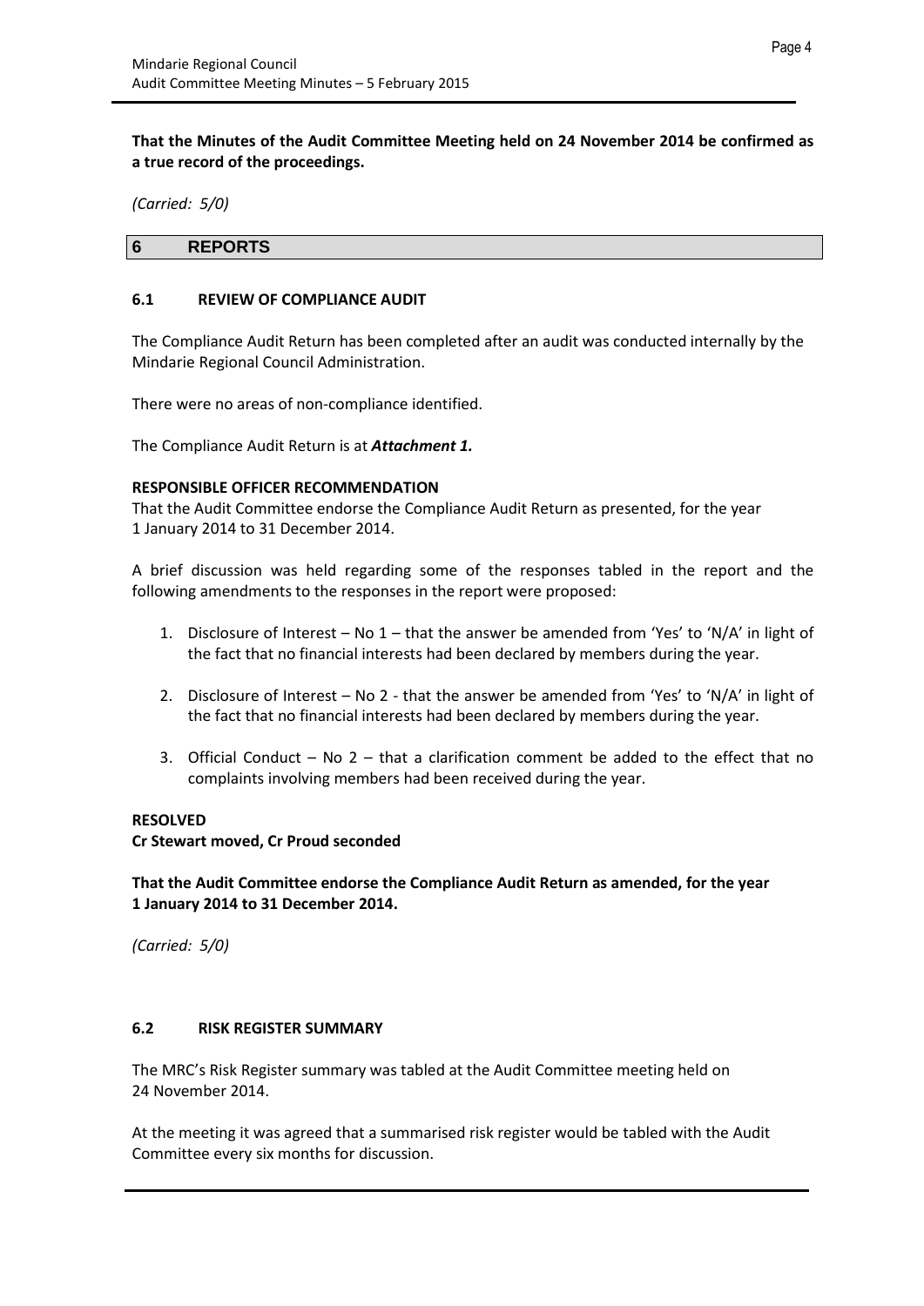**That the Minutes of the Audit Committee Meeting held on 24 November 2014 be confirmed as a true record of the proceedings.**

*(Carried: 5/0)*

## 6 REPORTS

### 6.1 REVIEW OF COMPLIANCE AUDIT

The Compliance Audit Return has been completed after an audit was conducted internally by the Mindarie Regional Council Administration.

There were no areas of non-compliance identified.

The Compliance Audit Return is at ***Attachment 1.***

**RESPONSIBLE OFFICER RECOMMENDATION**

That the Audit Committee endorse the Compliance Audit Return as presented, for the year 1 January 2014 to 31 December 2014.

A brief discussion was held regarding some of the responses tabled in the report and the following amendments to the responses in the report were proposed:

1. Disclosure of Interest – No 1 – that the answer be amended from 'Yes' to 'N/A' in light of the fact that no financial interests had been declared by members during the year.

2. Disclosure of Interest – No 2 - that the answer be amended from 'Yes' to 'N/A' in light of the fact that no financial interests had been declared by members during the year.

3. Official Conduct – No 2 – that a clarification comment be added to the effect that no complaints involving members had been received during the year.

**RESOLVED**

**Cr Stewart moved, Cr Proud seconded**

**That the Audit Committee endorse the Compliance Audit Return as amended, for the year 1 January 2014 to 31 December 2014.**

*(Carried: 5/0)*

### 6.2 RISK REGISTER SUMMARY

The MRC's Risk Register summary was tabled at the Audit Committee meeting held on 24 November 2014.

At the meeting it was agreed that a summarised risk register would be tabled with the Audit Committee every six months for discussion.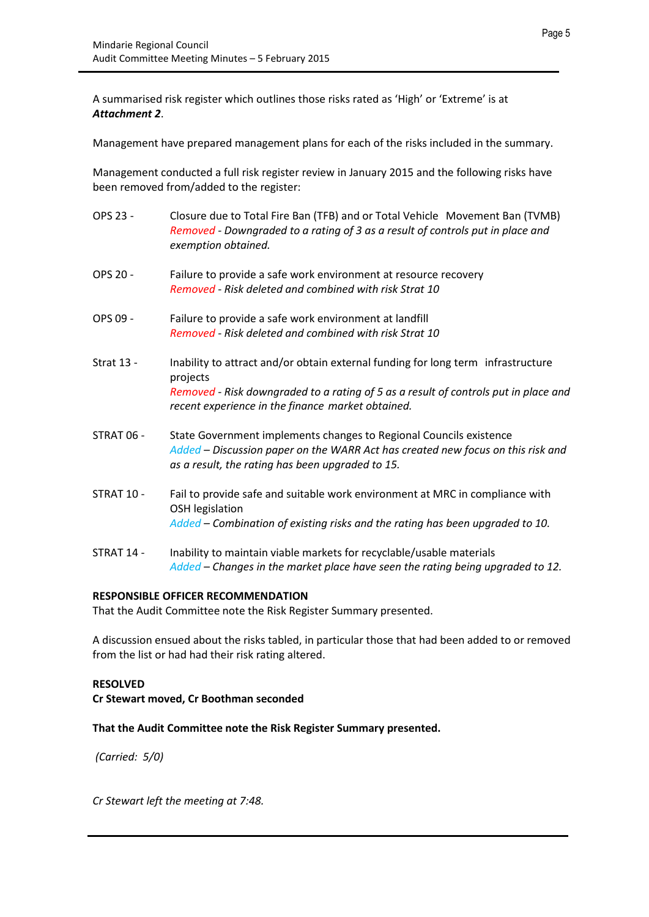A summarised risk register which outlines those risks rated as 'High' or 'Extreme' is at ***Attachment 2***.

Management have prepared management plans for each of the risks included in the summary.

Management conducted a full risk register review in January 2015 and the following risks have been removed from/added to the register:

OPS 23 - Closure due to Total Fire Ban (TFB) and or Total Vehicle Movement Ban (TVMB)
*Removed - Downgraded to a rating of 3 as a result of controls put in place and exemption obtained.*

OPS 20 - Failure to provide a safe work environment at resource recovery
*Removed - Risk deleted and combined with risk Strat 10*

OPS 09 - Failure to provide a safe work environment at landfill
*Removed - Risk deleted and combined with risk Strat 10*

Strat 13 - Inability to attract and/or obtain external funding for long term infrastructure projects
*Removed - Risk downgraded to a rating of 5 as a result of controls put in place and recent experience in the finance market obtained.*

STRAT 06 - State Government implements changes to Regional Councils existence
*Added – Discussion paper on the WARR Act has created new focus on this risk and as a result, the rating has been upgraded to 15.*

STRAT 10 - Fail to provide safe and suitable work environment at MRC in compliance with OSH legislation
*Added – Combination of existing risks and the rating has been upgraded to 10.*

STRAT 14 - Inability to maintain viable markets for recyclable/usable materials
*Added – Changes in the market place have seen the rating being upgraded to 12.*

**RESPONSIBLE OFFICER RECOMMENDATION**
That the Audit Committee note the Risk Register Summary presented.

A discussion ensued about the risks tabled, in particular those that had been added to or removed from the list or had had their risk rating altered.

**RESOLVED**
**Cr Stewart moved, Cr Boothman seconded**

**That the Audit Committee note the Risk Register Summary presented.**

*(Carried: 5/0)*

*Cr Stewart left the meeting at 7:48.*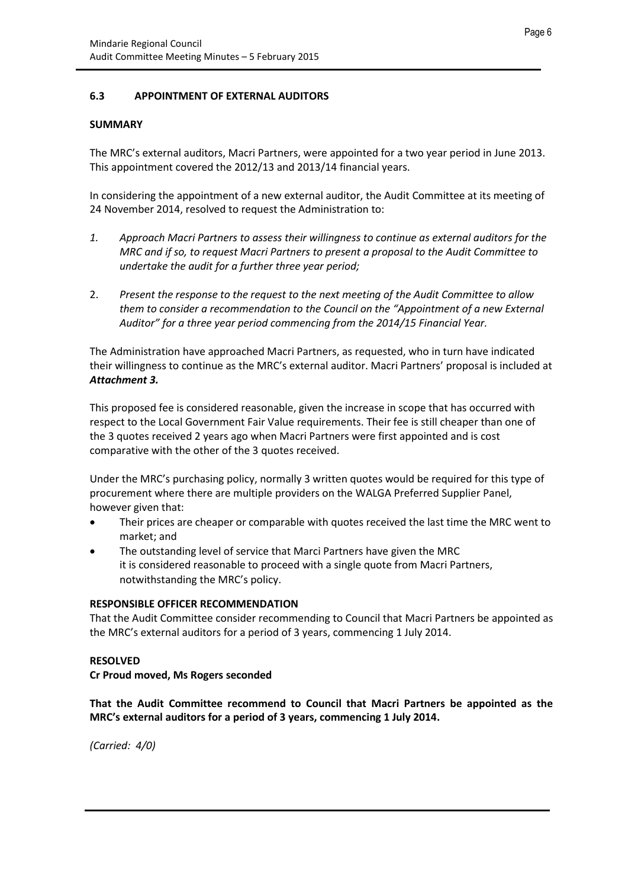### 6.3 APPOINTMENT OF EXTERNAL AUDITORS

**SUMMARY**

The MRC's external auditors, Macri Partners, were appointed for a two year period in June 2013. This appointment covered the 2012/13 and 2013/14 financial years.

In considering the appointment of a new external auditor, the Audit Committee at its meeting of 24 November 2014, resolved to request the Administration to:

1. *Approach Macri Partners to assess their willingness to continue as external auditors for the MRC and if so, to request Macri Partners to present a proposal to the Audit Committee to undertake the audit for a further three year period;*
2. *Present the response to the request to the next meeting of the Audit Committee to allow them to consider a recommendation to the Council on the "Appointment of a new External Auditor" for a three year period commencing from the 2014/15 Financial Year.*

The Administration have approached Macri Partners, as requested, who in turn have indicated their willingness to continue as the MRC's external auditor. Macri Partners' proposal is included at ***Attachment 3.***

This proposed fee is considered reasonable, given the increase in scope that has occurred with respect to the Local Government Fair Value requirements. Their fee is still cheaper than one of the 3 quotes received 2 years ago when Macri Partners were first appointed and is cost comparative with the other of the 3 quotes received.

Under the MRC's purchasing policy, normally 3 written quotes would be required for this type of procurement where there are multiple providers on the WALGA Preferred Supplier Panel, however given that:

- Their prices are cheaper or comparable with quotes received the last time the MRC went to market; and
- The outstanding level of service that Marci Partners have given the MRC it is considered reasonable to proceed with a single quote from Macri Partners, notwithstanding the MRC's policy.

**RESPONSIBLE OFFICER RECOMMENDATION**

That the Audit Committee consider recommending to Council that Macri Partners be appointed as the MRC's external auditors for a period of 3 years, commencing 1 July 2014.

**RESOLVED**

**Cr Proud moved, Ms Rogers seconded**

**That the Audit Committee recommend to Council that Macri Partners be appointed as the MRC's external auditors for a period of 3 years, commencing 1 July 2014.**

*(Carried: 4/0)*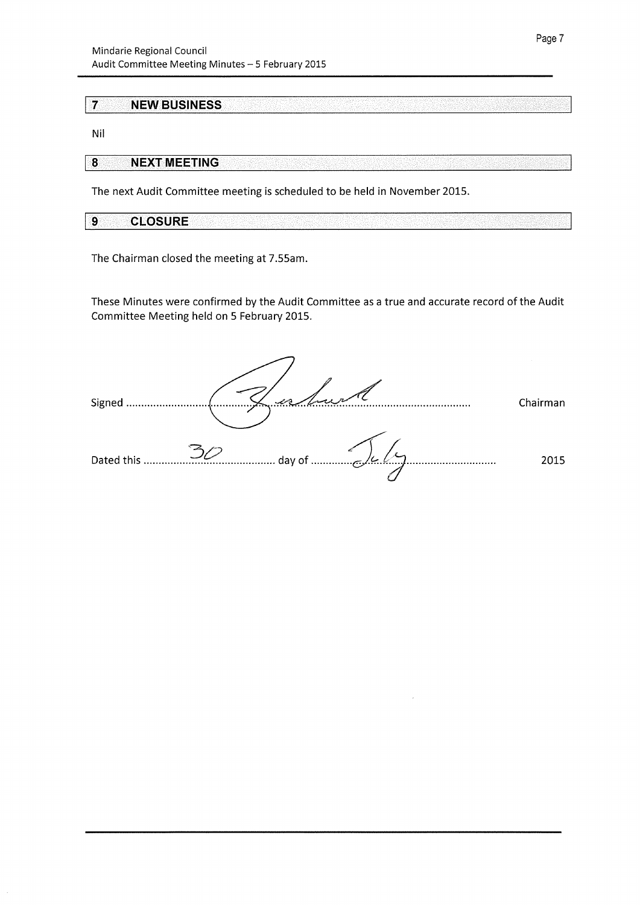## 7 NEW BUSINESS

Nil

## 8 NEXT MEETING

The next Audit Committee meeting is scheduled to be held in November 2015.

## 9 CLOSURE

The Chairman closed the meeting at 7.55am.

These Minutes were confirmed by the Audit Committee as a true and accurate record of the Audit Committee Meeting held on 5 February 2015.

Signed .................................................................................................... Chairman

Dated this ......30...... day of ......July...... 2015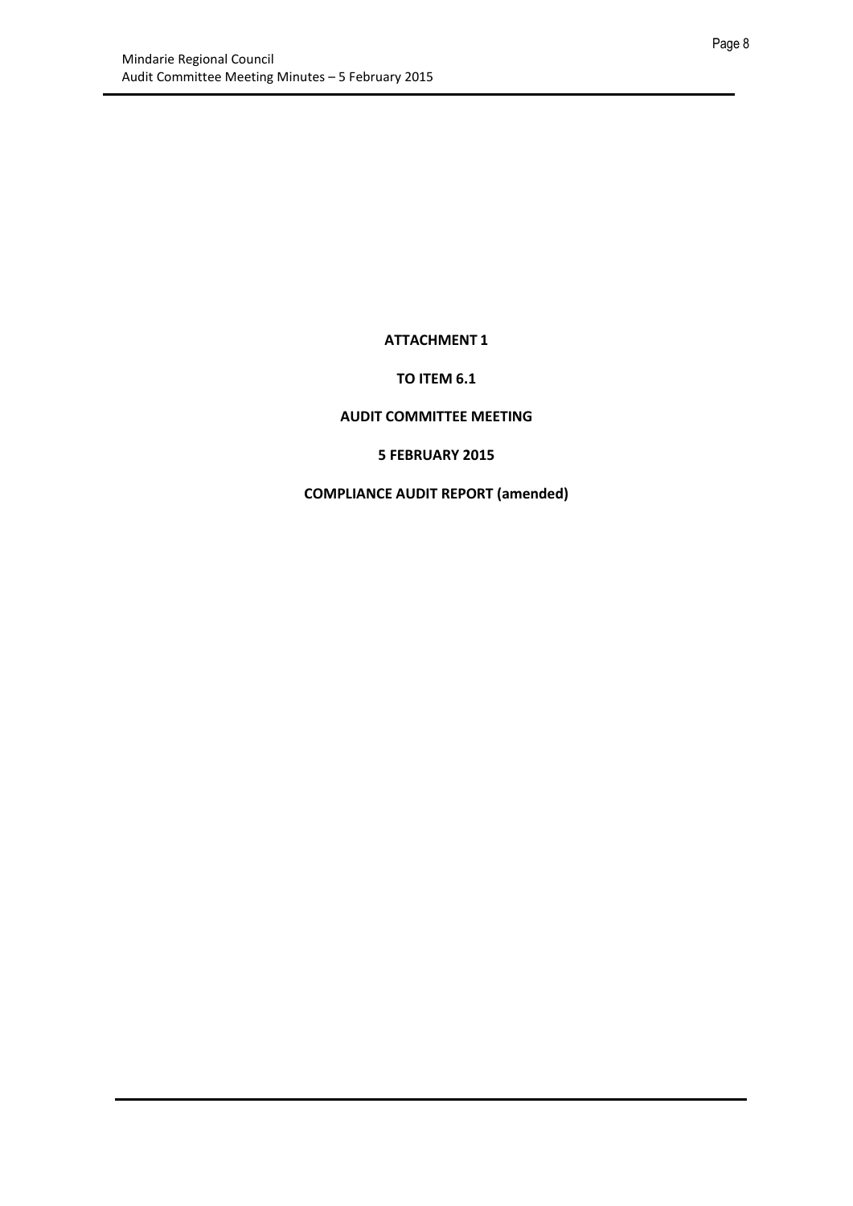**ATTACHMENT 1**

**TO ITEM 6.1**

**AUDIT COMMITTEE MEETING**

**5 FEBRUARY 2015**

**COMPLIANCE AUDIT REPORT (amended)**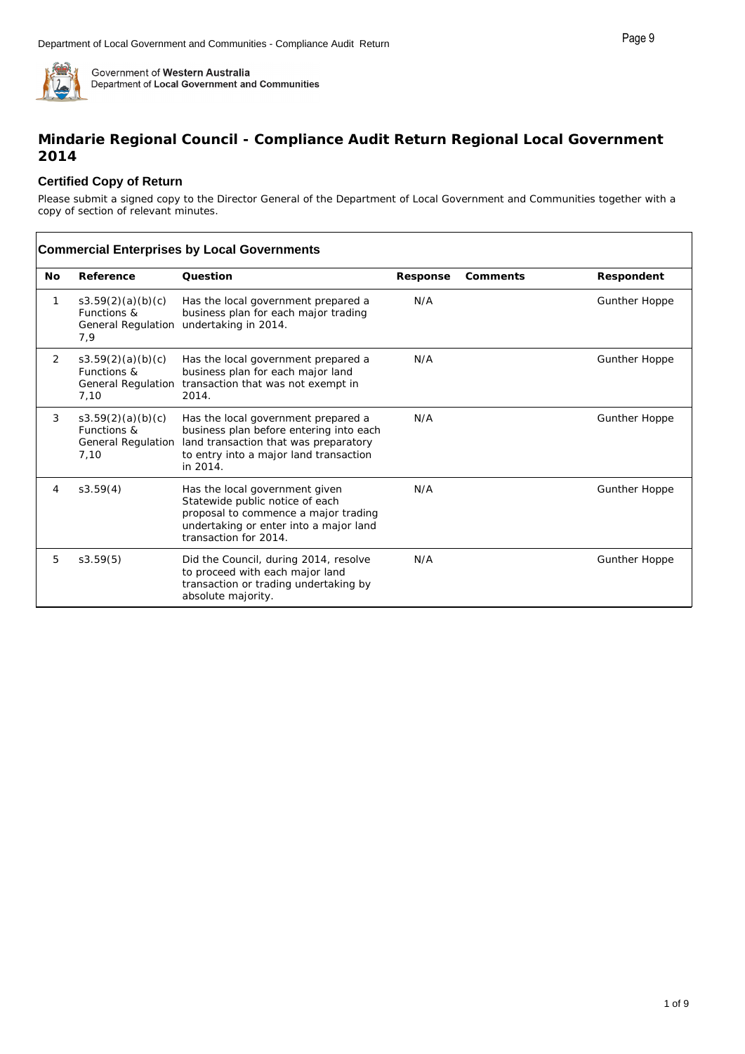Government of Western Australia
Department of Local Government and Communities

# Mindarie Regional Council - Compliance Audit Return Regional Local Government 2014

## Certified Copy of Return

Please submit a signed copy to the Director General of the Department of Local Government and Communities together with a copy of section of relevant minutes.

### Commercial Enterprises by Local Governments

| No | Reference | Question | Response | Comments | Respondent |
|---|---|---|---|---|---|
| 1 | s3.59(2)(a)(b)(c) Functions & General Regulation 7,9 | Has the local government prepared a business plan for each major trading undertaking in 2014. | N/A | | Gunther Hoppe |
| 2 | s3.59(2)(a)(b)(c) Functions & General Regulation 7,10 | Has the local government prepared a business plan for each major land transaction that was not exempt in 2014. | N/A | | Gunther Hoppe |
| 3 | s3.59(2)(a)(b)(c) Functions & General Regulation 7,10 | Has the local government prepared a business plan before entering into each land transaction that was preparatory to entry into a major land transaction in 2014. | N/A | | Gunther Hoppe |
| 4 | s3.59(4) | Has the local government given Statewide public notice of each proposal to commence a major trading undertaking or enter into a major land transaction for 2014. | N/A | | Gunther Hoppe |
| 5 | s3.59(5) | Did the Council, during 2014, resolve to proceed with each major land transaction or trading undertaking by absolute majority. | N/A | | Gunther Hoppe |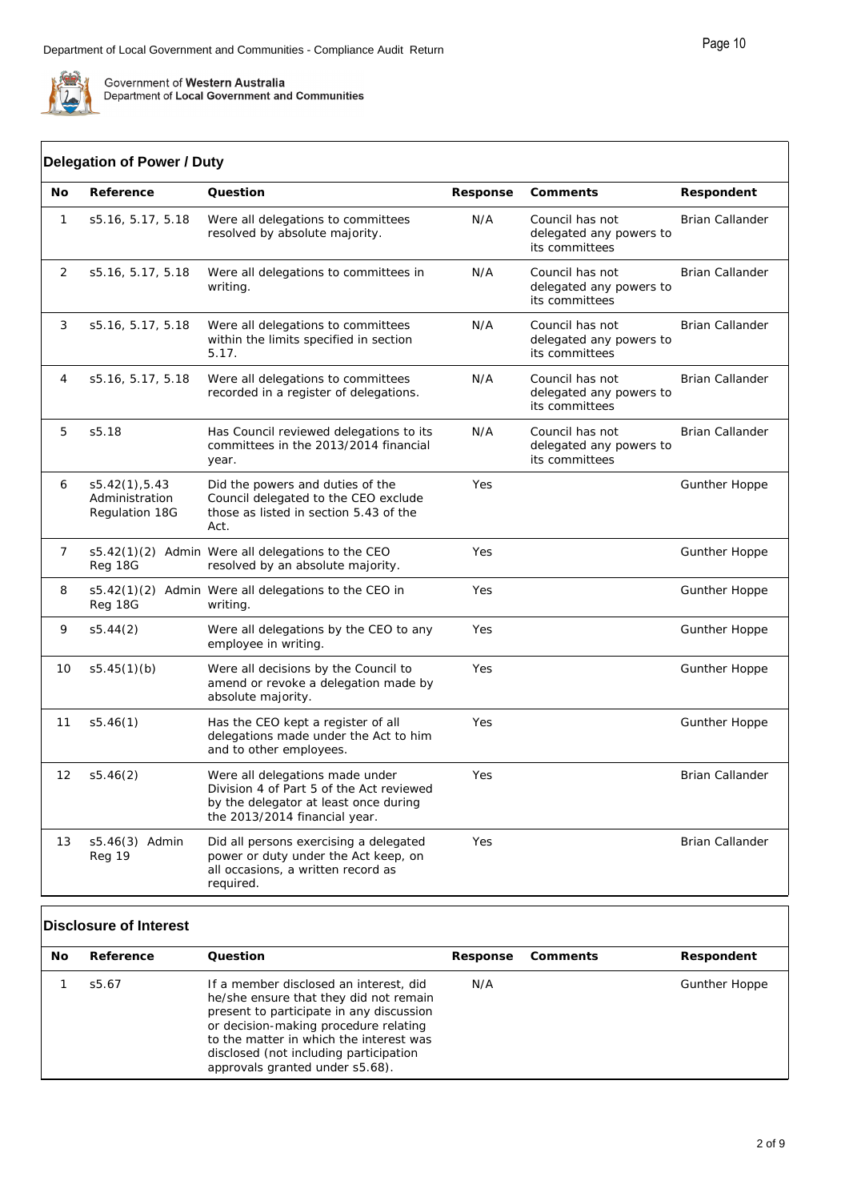Government of **Western Australia**
Department of **Local Government and Communities**

## Delegation of Power / Duty

| No | Reference | Question | Response | Comments | Respondent |
|---|---|---|---|---|---|
| 1 | s5.16, 5.17, 5.18 | Were all delegations to committees resolved by absolute majority. | N/A | Council has not delegated any powers to its committees | Brian Callander |
| 2 | s5.16, 5.17, 5.18 | Were all delegations to committees in writing. | N/A | Council has not delegated any powers to its committees | Brian Callander |
| 3 | s5.16, 5.17, 5.18 | Were all delegations to committees within the limits specified in section 5.17. | N/A | Council has not delegated any powers to its committees | Brian Callander |
| 4 | s5.16, 5.17, 5.18 | Were all delegations to committees recorded in a register of delegations. | N/A | Council has not delegated any powers to its committees | Brian Callander |
| 5 | s5.18 | Has Council reviewed delegations to its committees in the 2013/2014 financial year. | N/A | Council has not delegated any powers to its committees | Brian Callander |
| 6 | s5.42(1),5.43 Administration Regulation 18G | Did the powers and duties of the Council delegated to the CEO exclude those as listed in section 5.43 of the Act. | Yes | | Gunther Hoppe |
| 7 | s5.42(1)(2) Admin Reg 18G | Were all delegations to the CEO resolved by an absolute majority. | Yes | | Gunther Hoppe |
| 8 | s5.42(1)(2) Admin Reg 18G | Were all delegations to the CEO in writing. | Yes | | Gunther Hoppe |
| 9 | s5.44(2) | Were all delegations by the CEO to any employee in writing. | Yes | | Gunther Hoppe |
| 10 | s5.45(1)(b) | Were all decisions by the Council to amend or revoke a delegation made by absolute majority. | Yes | | Gunther Hoppe |
| 11 | s5.46(1) | Has the CEO kept a register of all delegations made under the Act to him and to other employees. | Yes | | Gunther Hoppe |
| 12 | s5.46(2) | Were all delegations made under Division 4 of Part 5 of the Act reviewed by the delegator at least once during the 2013/2014 financial year. | Yes | | Brian Callander |
| 13 | s5.46(3) Admin Reg 19 | Did all persons exercising a delegated power or duty under the Act keep, on all occasions, a written record as required. | Yes | | Brian Callander |

## Disclosure of Interest

| No | Reference | Question | Response | Comments | Respondent |
|---|---|---|---|---|---|
| 1 | s5.67 | If a member disclosed an interest, did he/she ensure that they did not remain present to participate in any discussion or decision-making procedure relating to the matter in which the interest was disclosed (not including participation approvals granted under s5.68). | N/A | | Gunther Hoppe |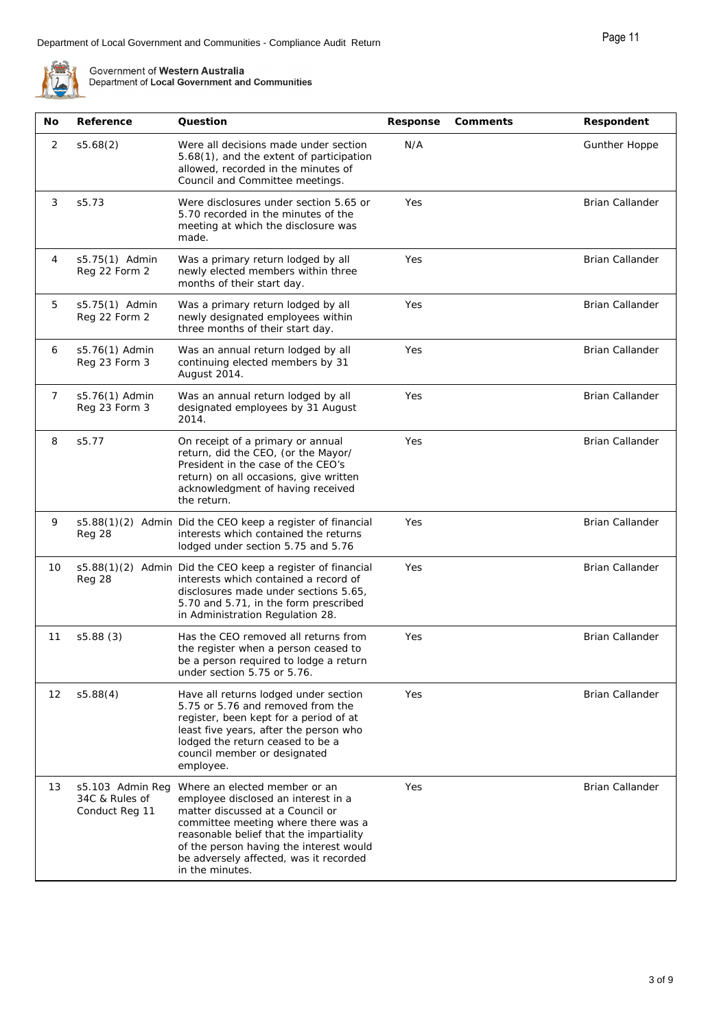Department of Local Government and Communities - Compliance Audit Return

Government of **Western Australia**
Department of **Local Government and Communities**

| No | Reference | Question | Response | Comments | Respondent |
|---|---|---|---|---|---|
| 2 | s5.68(2) | Were all decisions made under section 5.68(1), and the extent of participation allowed, recorded in the minutes of Council and Committee meetings. | N/A | | Gunther Hoppe |
| 3 | s5.73 | Were disclosures under section 5.65 or 5.70 recorded in the minutes of the meeting at which the disclosure was made. | Yes | | Brian Callander |
| 4 | s5.75(1) Admin Reg 22 Form 2 | Was a primary return lodged by all newly elected members within three months of their start day. | Yes | | Brian Callander |
| 5 | s5.75(1) Admin Reg 22 Form 2 | Was a primary return lodged by all newly designated employees within three months of their start day. | Yes | | Brian Callander |
| 6 | s5.76(1) Admin Reg 23 Form 3 | Was an annual return lodged by all continuing elected members by 31 August 2014. | Yes | | Brian Callander |
| 7 | s5.76(1) Admin Reg 23 Form 3 | Was an annual return lodged by all designated employees by 31 August 2014. | Yes | | Brian Callander |
| 8 | s5.77 | On receipt of a primary or annual return, did the CEO, (or the Mayor/ President in the case of the CEO's return) on all occasions, give written acknowledgment of having received the return. | Yes | | Brian Callander |
| 9 | s5.88(1)(2) Admin Reg 28 | Did the CEO keep a register of financial interests which contained the returns lodged under section 5.75 and 5.76 | Yes | | Brian Callander |
| 10 | s5.88(1)(2) Admin Reg 28 | Did the CEO keep a register of financial interests which contained a record of disclosures made under sections 5.65, 5.70 and 5.71, in the form prescribed in Administration Regulation 28. | Yes | | Brian Callander |
| 11 | s5.88 (3) | Has the CEO removed all returns from the register when a person ceased to be a person required to lodge a return under section 5.75 or 5.76. | Yes | | Brian Callander |
| 12 | s5.88(4) | Have all returns lodged under section 5.75 or 5.76 and removed from the register, been kept for a period of at least five years, after the person who lodged the return ceased to be a council member or designated employee. | Yes | | Brian Callander |
| 13 | s5.103 Admin Reg 34C & Rules of Conduct Reg 11 | Where an elected member or an employee disclosed an interest in a matter discussed at a Council or committee meeting where there was a reasonable belief that the impartiality of the person having the interest would be adversely affected, was it recorded in the minutes. | Yes | | Brian Callander |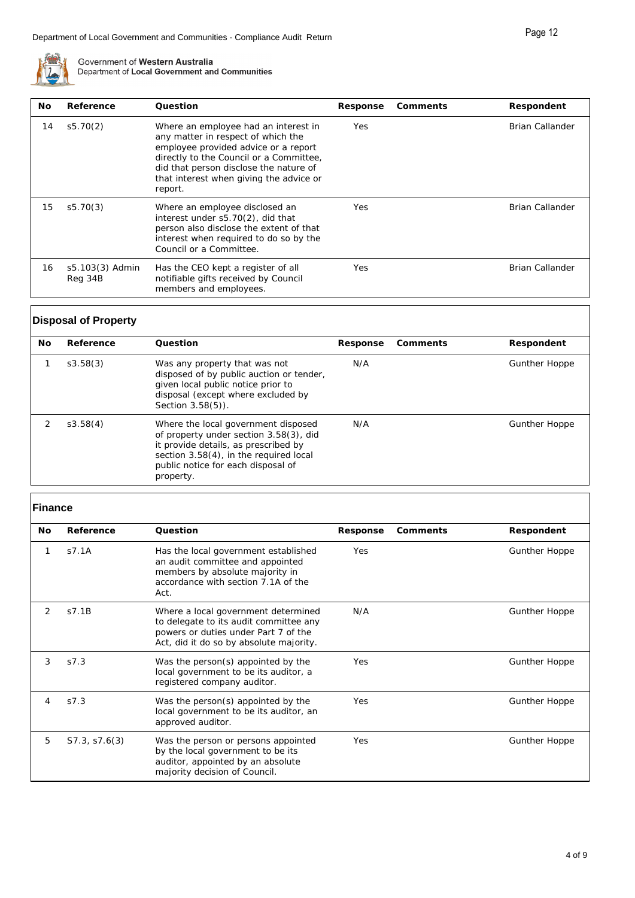| No | Reference | Question | Response | Comments | Respondent |
|---|---|---|---|---|---|
| 14 | s5.70(2) | Where an employee had an interest in any matter in respect of which the employee provided advice or a report directly to the Council or a Committee, did that person disclose the nature of that interest when giving the advice or report. | Yes | | Brian Callander |
| 15 | s5.70(3) | Where an employee disclosed an interest under s5.70(2), did that person also disclose the extent of that interest when required to do so by the Council or a Committee. | Yes | | Brian Callander |
| 16 | s5.103(3) Admin Reg 34B | Has the CEO kept a register of all notifiable gifts received by Council members and employees. | Yes | | Brian Callander |

## Disposal of Property

| No | Reference | Question | Response | Comments | Respondent |
|---|---|---|---|---|---|
| 1 | s3.58(3) | Was any property that was not disposed of by public auction or tender, given local public notice prior to disposal (except where excluded by Section 3.58(5)). | N/A | | Gunther Hoppe |
| 2 | s3.58(4) | Where the local government disposed of property under section 3.58(3), did it provide details, as prescribed by section 3.58(4), in the required local public notice for each disposal of property. | N/A | | Gunther Hoppe |

## Finance

| No | Reference | Question | Response | Comments | Respondent |
|---|---|---|---|---|---|
| 1 | s7.1A | Has the local government established an audit committee and appointed members by absolute majority in accordance with section 7.1A of the Act. | Yes | | Gunther Hoppe |
| 2 | s7.1B | Where a local government determined to delegate to its audit committee any powers or duties under Part 7 of the Act, did it do so by absolute majority. | N/A | | Gunther Hoppe |
| 3 | s7.3 | Was the person(s) appointed by the local government to be its auditor, a registered company auditor. | Yes | | Gunther Hoppe |
| 4 | s7.3 | Was the person(s) appointed by the local government to be its auditor, an approved auditor. | Yes | | Gunther Hoppe |
| 5 | S7.3, s7.6(3) | Was the person or persons appointed by the local government to be its auditor, appointed by an absolute majority decision of Council. | Yes | | Gunther Hoppe |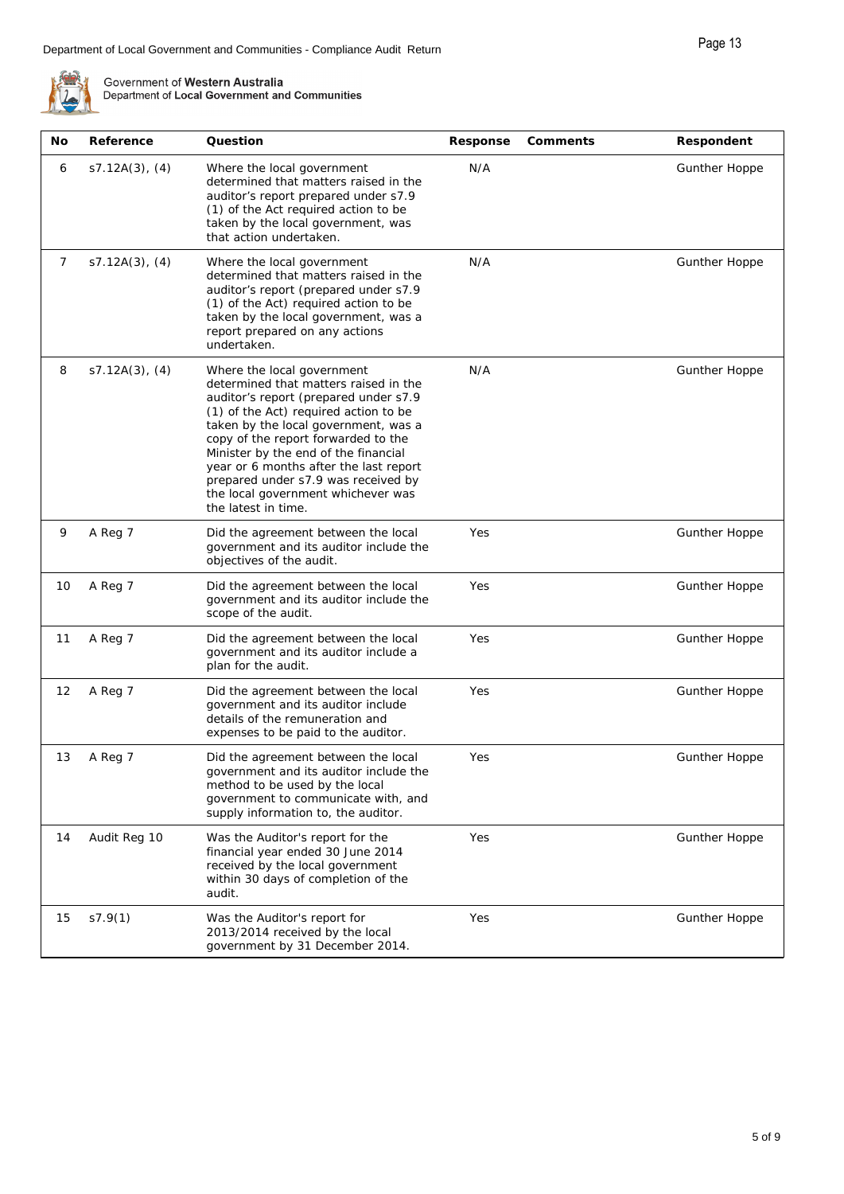| No | Reference | Question | Response | Comments | Respondent |
|---|---|---|---|---|---|
| 6 | s7.12A(3), (4) | Where the local government determined that matters raised in the auditor's report prepared under s7.9 (1) of the Act required action to be taken by the local government, was that action undertaken. | N/A | | Gunther Hoppe |
| 7 | s7.12A(3), (4) | Where the local government determined that matters raised in the auditor's report (prepared under s7.9 (1) of the Act) required action to be taken by the local government, was a report prepared on any actions undertaken. | N/A | | Gunther Hoppe |
| 8 | s7.12A(3), (4) | Where the local government determined that matters raised in the auditor's report (prepared under s7.9 (1) of the Act) required action to be taken by the local government, was a copy of the report forwarded to the Minister by the end of the financial year or 6 months after the last report prepared under s7.9 was received by the local government whichever was the latest in time. | N/A | | Gunther Hoppe |
| 9 | A Reg 7 | Did the agreement between the local government and its auditor include the objectives of the audit. | Yes | | Gunther Hoppe |
| 10 | A Reg 7 | Did the agreement between the local government and its auditor include the scope of the audit. | Yes | | Gunther Hoppe |
| 11 | A Reg 7 | Did the agreement between the local government and its auditor include a plan for the audit. | Yes | | Gunther Hoppe |
| 12 | A Reg 7 | Did the agreement between the local government and its auditor include details of the remuneration and expenses to be paid to the auditor. | Yes | | Gunther Hoppe |
| 13 | A Reg 7 | Did the agreement between the local government and its auditor include the method to be used by the local government to communicate with, and supply information to, the auditor. | Yes | | Gunther Hoppe |
| 14 | Audit Reg 10 | Was the Auditor's report for the financial year ended 30 June 2014 received by the local government within 30 days of completion of the audit. | Yes | | Gunther Hoppe |
| 15 | s7.9(1) | Was the Auditor's report for 2013/2014 received by the local government by 31 December 2014. | Yes | | Gunther Hoppe |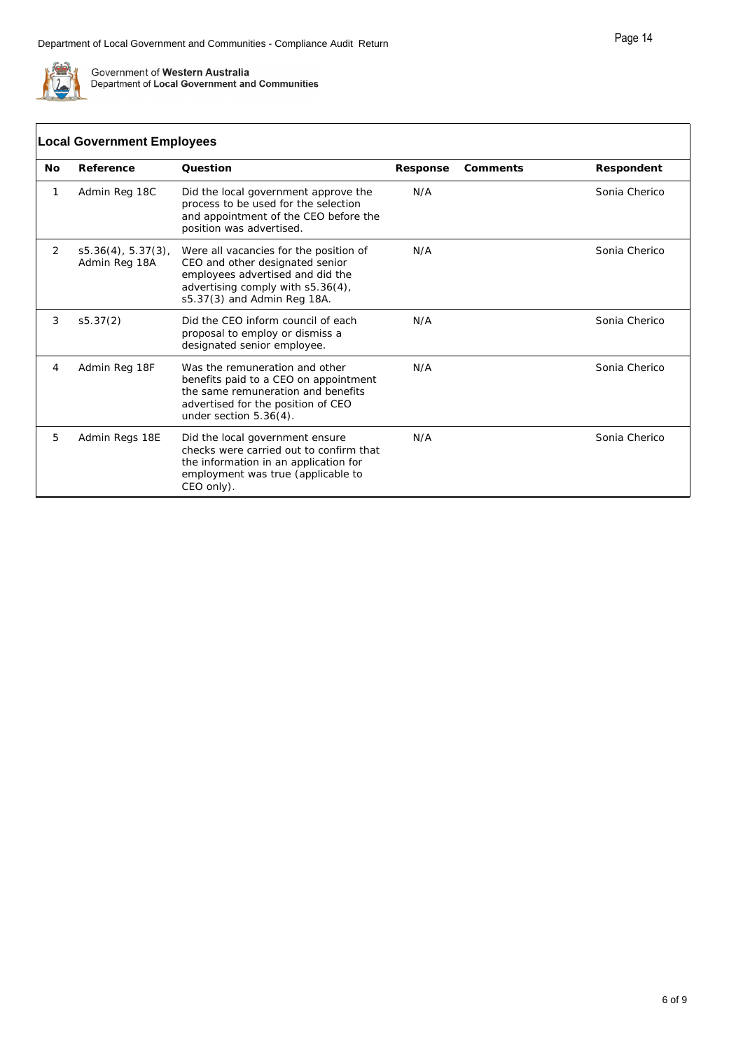## Local Government Employees

| No | Reference | Question | Response | Comments | Respondent |
|---|---|---|---|---|---|
| 1 | Admin Reg 18C | Did the local government approve the process to be used for the selection and appointment of the CEO before the position was advertised. | N/A | | Sonia Cherico |
| 2 | s5.36(4), 5.37(3), Admin Reg 18A | Were all vacancies for the position of CEO and other designated senior employees advertised and did the advertising comply with s5.36(4), s5.37(3) and Admin Reg 18A. | N/A | | Sonia Cherico |
| 3 | s5.37(2) | Did the CEO inform council of each proposal to employ or dismiss a designated senior employee. | N/A | | Sonia Cherico |
| 4 | Admin Reg 18F | Was the remuneration and other benefits paid to a CEO on appointment the same remuneration and benefits advertised for the position of CEO under section 5.36(4). | N/A | | Sonia Cherico |
| 5 | Admin Regs 18E | Did the local government ensure checks were carried out to confirm that the information in an application for employment was true (applicable to CEO only). | N/A | | Sonia Cherico |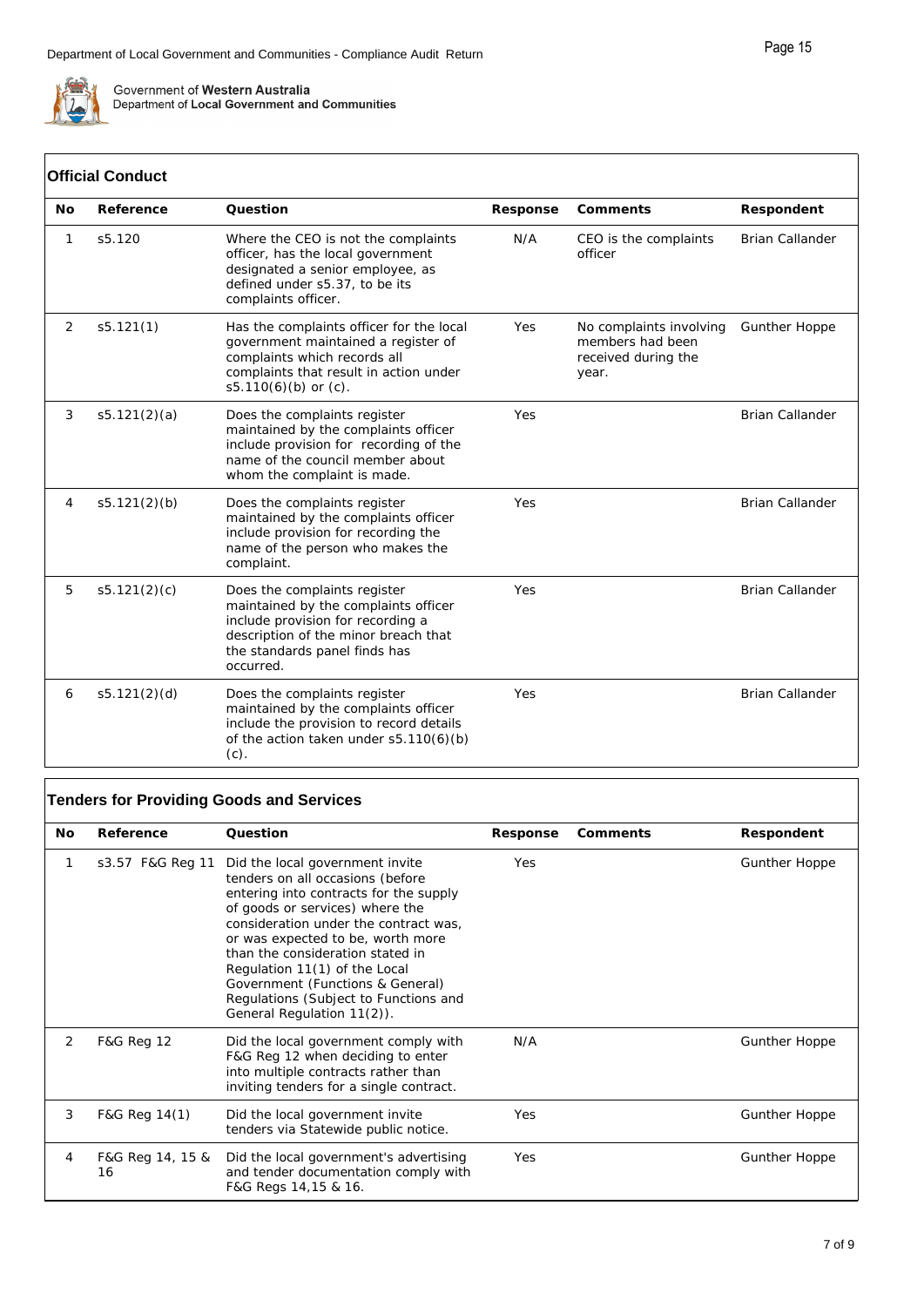Government of **Western Australia**
Department of **Local Government and Communities**

## Official Conduct

| No | Reference | Question | Response | Comments | Respondent |
|---|---|---|---|---|---|
| 1 | s5.120 | Where the CEO is not the complaints officer, has the local government designated a senior employee, as defined under s5.37, to be its complaints officer. | N/A | CEO is the complaints officer | Brian Callander |
| 2 | s5.121(1) | Has the complaints officer for the local government maintained a register of complaints which records all complaints that result in action under s5.110(6)(b) or (c). | Yes | No complaints involving members had been received during the year. | Gunther Hoppe |
| 3 | s5.121(2)(a) | Does the complaints register maintained by the complaints officer include provision for recording of the name of the council member about whom the complaint is made. | Yes | | Brian Callander |
| 4 | s5.121(2)(b) | Does the complaints register maintained by the complaints officer include provision for recording the name of the person who makes the complaint. | Yes | | Brian Callander |
| 5 | s5.121(2)(c) | Does the complaints register maintained by the complaints officer include provision for recording a description of the minor breach that the standards panel finds has occurred. | Yes | | Brian Callander |
| 6 | s5.121(2)(d) | Does the complaints register maintained by the complaints officer include the provision to record details of the action taken under s5.110(6)(b)(c). | Yes | | Brian Callander |

## Tenders for Providing Goods and Services

| No | Reference | Question | Response | Comments | Respondent |
|---|---|---|---|---|---|
| 1 | s3.57 F&G Reg 11 | Did the local government invite tenders on all occasions (before entering into contracts for the supply of goods or services) where the consideration under the contract was, or was expected to be, worth more than the consideration stated in Regulation 11(1) of the Local Government (Functions & General) Regulations (Subject to Functions and General Regulation 11(2)). | Yes | | Gunther Hoppe |
| 2 | F&G Reg 12 | Did the local government comply with F&G Reg 12 when deciding to enter into multiple contracts rather than inviting tenders for a single contract. | N/A | | Gunther Hoppe |
| 3 | F&G Reg 14(1) | Did the local government invite tenders via Statewide public notice. | Yes | | Gunther Hoppe |
| 4 | F&G Reg 14, 15 & 16 | Did the local government's advertising and tender documentation comply with F&G Regs 14,15 & 16. | Yes | | Gunther Hoppe |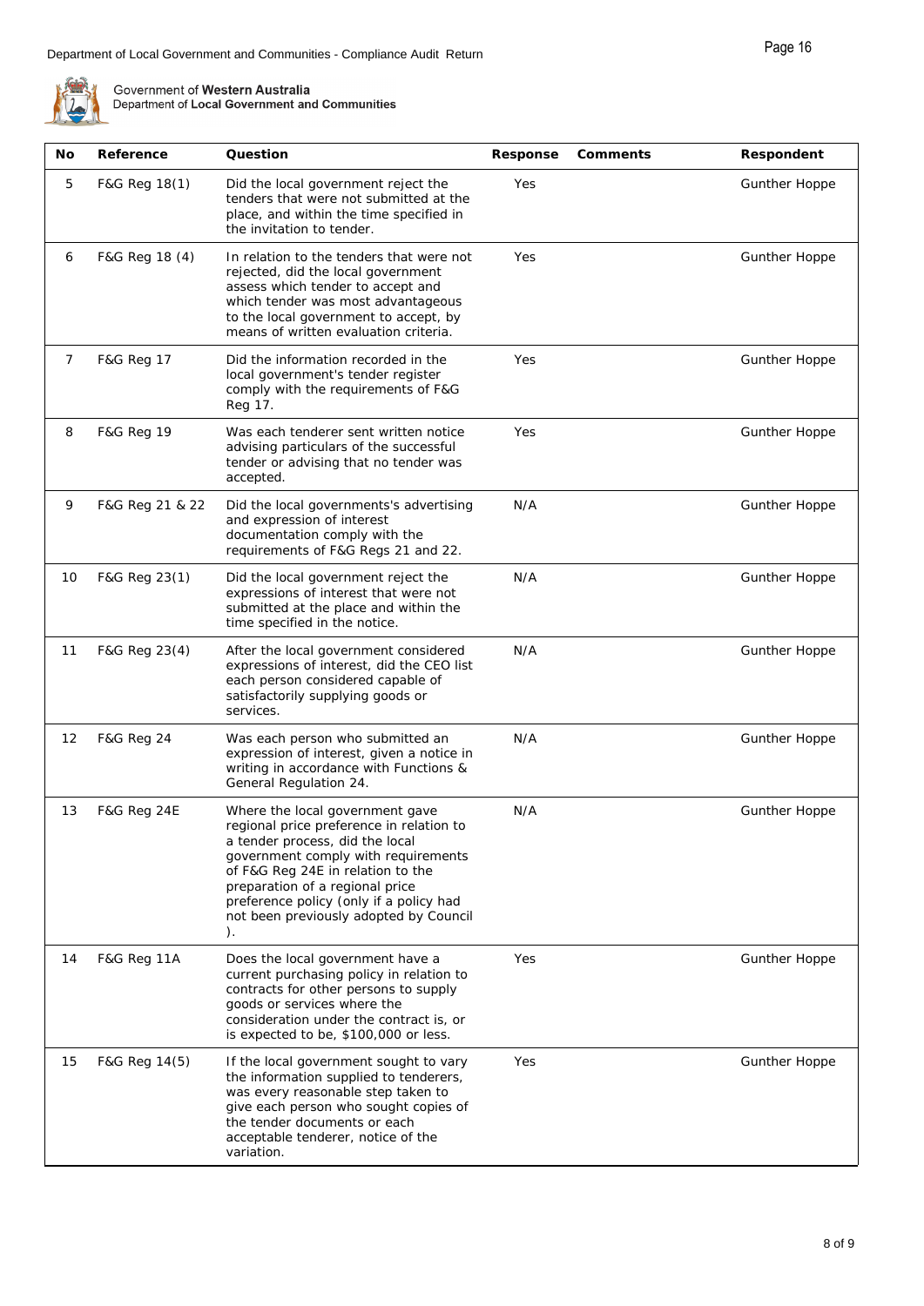| No | Reference | Question | Response | Comments | Respondent |
|---|---|---|---|---|---|
| 5 | F&G Reg 18(1) | Did the local government reject the tenders that were not submitted at the place, and within the time specified in the invitation to tender. | Yes | | Gunther Hoppe |
| 6 | F&G Reg 18 (4) | In relation to the tenders that were not rejected, did the local government assess which tender to accept and which tender was most advantageous to the local government to accept, by means of written evaluation criteria. | Yes | | Gunther Hoppe |
| 7 | F&G Reg 17 | Did the information recorded in the local government's tender register comply with the requirements of F&G Reg 17. | Yes | | Gunther Hoppe |
| 8 | F&G Reg 19 | Was each tenderer sent written notice advising particulars of the successful tender or advising that no tender was accepted. | Yes | | Gunther Hoppe |
| 9 | F&G Reg 21 & 22 | Did the local governments's advertising and expression of interest documentation comply with the requirements of F&G Regs 21 and 22. | N/A | | Gunther Hoppe |
| 10 | F&G Reg 23(1) | Did the local government reject the expressions of interest that were not submitted at the place and within the time specified in the notice. | N/A | | Gunther Hoppe |
| 11 | F&G Reg 23(4) | After the local government considered expressions of interest, did the CEO list each person considered capable of satisfactorily supplying goods or services. | N/A | | Gunther Hoppe |
| 12 | F&G Reg 24 | Was each person who submitted an expression of interest, given a notice in writing in accordance with Functions & General Regulation 24. | N/A | | Gunther Hoppe |
| 13 | F&G Reg 24E | Where the local government gave regional price preference in relation to a tender process, did the local government comply with requirements of F&G Reg 24E in relation to the preparation of a regional price preference policy (only if a policy had not been previously adopted by Council ). | N/A | | Gunther Hoppe |
| 14 | F&G Reg 11A | Does the local government have a current purchasing policy in relation to contracts for other persons to supply goods or services where the consideration under the contract is, or is expected to be, $100,000 or less. | Yes | | Gunther Hoppe |
| 15 | F&G Reg 14(5) | If the local government sought to vary the information supplied to tenderers, was every reasonable step taken to give each person who sought copies of the tender documents or each acceptable tenderer, notice of the variation. | Yes | | Gunther Hoppe |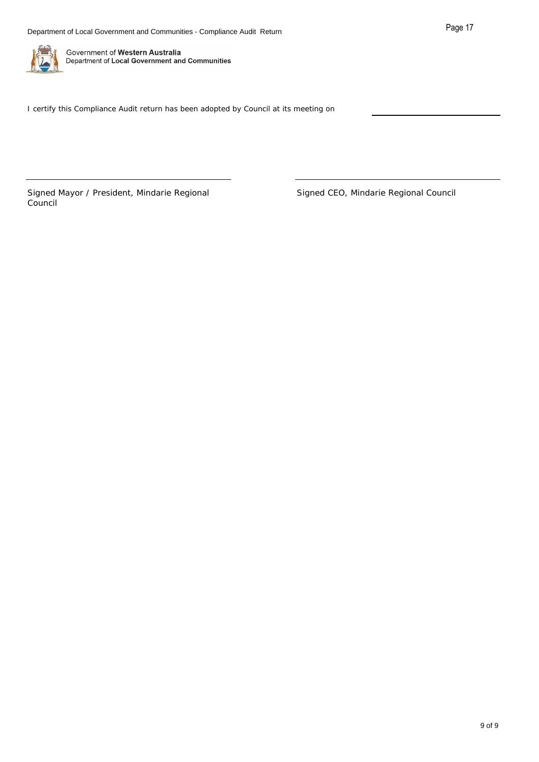I certify this Compliance Audit return has been adopted by Council at its meeting on ____________________

____________________________________

Signed Mayor / President, Mindarie Regional Council

____________________________________

Signed CEO, Mindarie Regional Council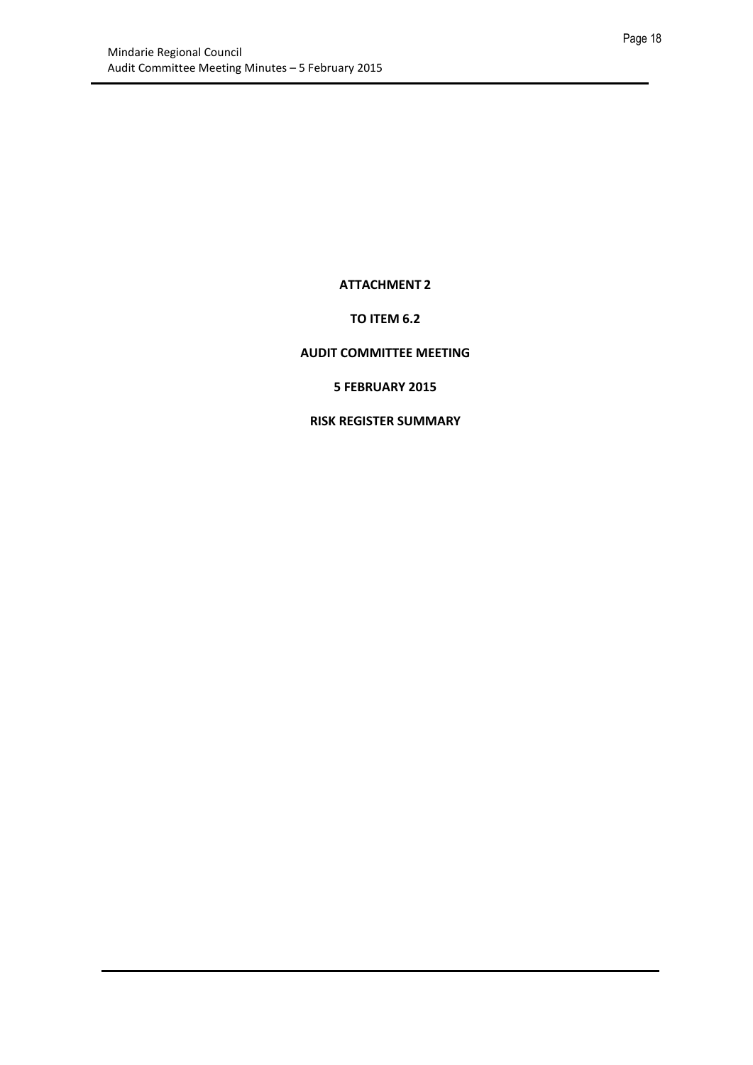**ATTACHMENT 2**

**TO ITEM 6.2**

**AUDIT COMMITTEE MEETING**

**5 FEBRUARY 2015**

**RISK REGISTER SUMMARY**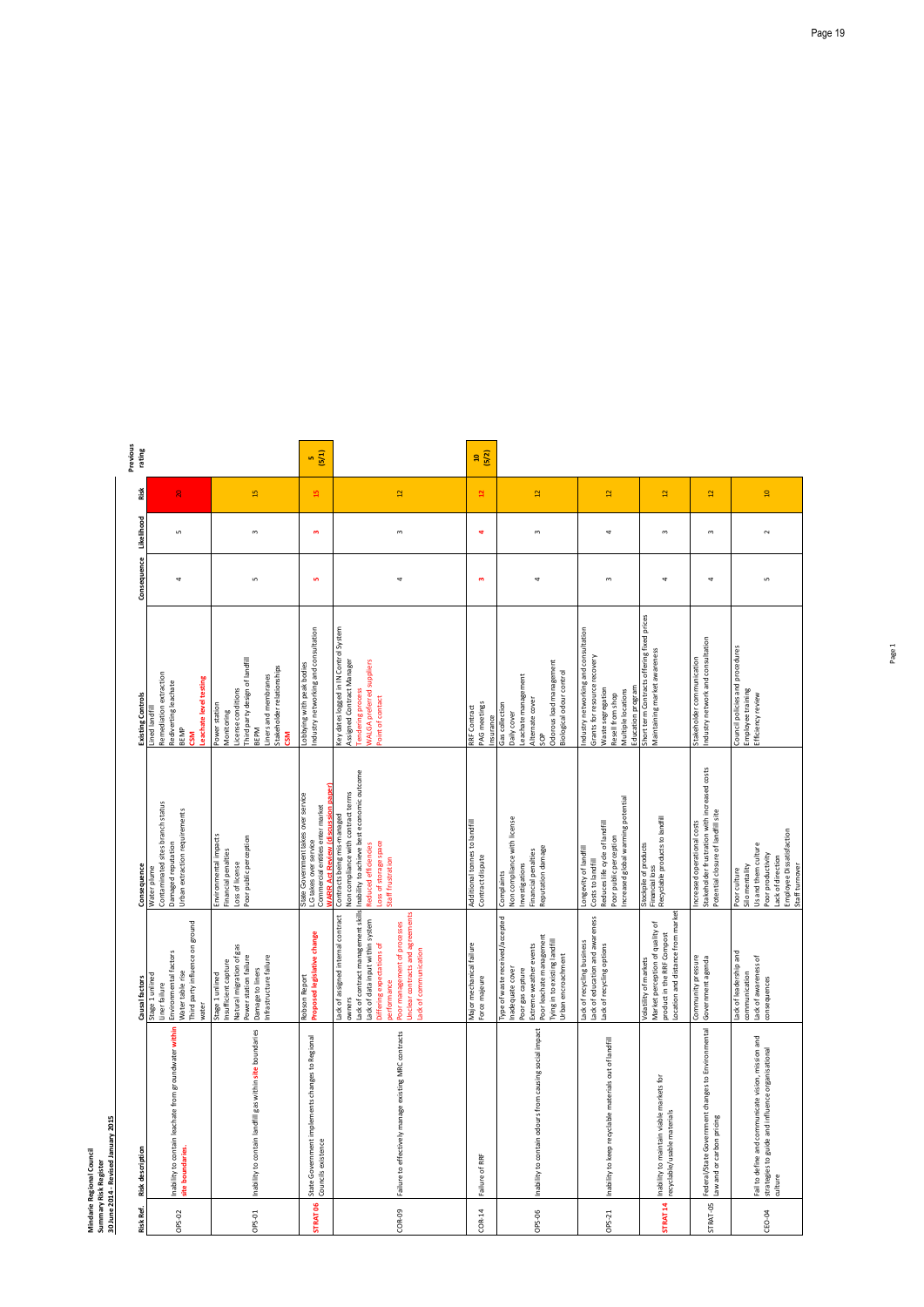Mindarie Regional Council
Summary Risk Register
30 June 2014 - Revised January 2015

| Risk Ref. | Risk description | Causal factors | Consequence | Existing Controls | Consequence | Likelihood | Risk | Previous rating |
|---|---|---|---|---|---|---|---|---|
| OPS-02 | Inability to contain leachate from groundwater **within site boundaries.** | Stage 1 unlined<br>Liner failure<br>Environmental factors<br>Water table rise<br>Third party influence on ground water | Water plume<br>Contaminated sites branch status<br>Damaged reputation<br>Urban extraction requirements | Lined landfill<br>Remediation extraction<br>Redirecting leachate<br>BEMP<br>**CSM**<br>**Leachate level testing** | 4 | 5 | 20 | |
| OPS-01 | Inability to contain landfill gas within **site** boundaries | Stage 1 unlined<br>Insufficient capture<br>Natural migration of gas<br>Power station failure<br>Damage to liners<br>Infrastructure failure | Environmental impacts<br>Financial penalties<br>Loss of license<br>Poor public perception | Power station<br>Monitoring<br>License conditions<br>Third party design of landfill<br>BEPM<br>Liners and membranes<br>Stakeholder relationships<br>**CSM** | 5 | 3 | 15 | |
| **STRAT 06** | State Government implements changes to Regional Councils existence | Robson Report<br>**Proposed legislative change** | State Government takes over service<br>LG takes over service<br>Commercial entities enter market<br>**WARR Act Review (discussion paper)** | Lobbying with peak bodies<br>Industry networking and consultation | **5** | **3** | **15** | **5 (5/1)** |
| COR-09 | Failure to effectively manage existing MRC contracts | Lack of assigned internal contract owners<br>Lack of contract management skills<br>Lack of data input within system<br>**Differing expectations of performance**<br>**Poor management of processes**<br>**Unclear contracts and agreements**<br>**Lack of communication** | Contracts being mismanaged<br>Non compliance with contract terms<br>Inability to achieve best economic outcome<br>**Reduced efficiencies**<br>**Loss of storage space**<br>**Staff frustration** | Key dates logged in IN Control System<br>Assigned Contract Manager<br>**Tendering process**<br>**WALGA preferred suppliers**<br>**Point of contact** | 4 | 3 | 12 | |
| COR-14 | Failure of RRF | Major mechanical failure<br>Force majeure | Additional tonnes to landfill<br>Contract dispute | RRF Contract<br>PAG meetings<br>Insurance | **3** | **4** | **12** | **10 (5/2)** |
| OPS-06 | Inability to contain odours from causing social impact | Type of waste received/accepted<br>Inadequate cover<br>Poor gas capture<br>Extreme weather events<br>Poor leachate management<br>Tying in to existing landfill<br>Urban encroachment | Complaints<br>Non compliance with license<br>Investigations<br>Financial penalties<br>Reputation damage | Gas collection<br>Daily cover<br>Leachate management<br>Alternate cover<br>SOP<br>Odorous load management<br>Biological odour control | 4 | 3 | 12 | |
| OPS-21 | Inability to keep recyclable materials out of landfill | Lack of recycling business<br>Lack of education and awareness<br>Lack of recycling options | Longevity of landfill<br>Costs to landfill<br>Reduces life cycle of landfill<br>Poor public perception<br>Increased global warming potential | Industry networking and consultation<br>Grants for resource recovery<br>Waste segregation<br>Resell from shop<br>Multiple locations<br>Education program | 3 | 4 | 12 | |
| **STRAT 14** | Inability to maintain viable markets for recyclable/usable materials | Volatility of markets<br>Market perception of quality of product in the RRF Compost<br>Location and distance from market | Stockpile of products<br>Financial loss<br>Recyclable products to landfill | Short term contracts offering fixed prices<br>Maintaining market awareness | 4 | 3 | 12 | |
| STRAT-05 | Federal/State Government changes to Environmental Law and or carbon pricing | Community pressure<br>Government agenda | Increased operational costs<br>Stakeholder frustration with increased costs<br>Potential closure of landfill site | Stakeholder communication<br>Industry network and consultation | 4 | 3 | 12 | |
| CEO-04 | Fail to define and communicate vision, mission and strategies to guide and influence organisational culture | Lack of leadership and communication<br>Lack of awareness of consequences | Poor culture<br>Silo mentality<br>Us and them culture<br>Poor productivity<br>Lack of direction<br>Employee Dissatisfaction<br>Staff turnover | Council policies and procedures<br>Employee training<br>Efficiency review | 5 | 2 | 10 | |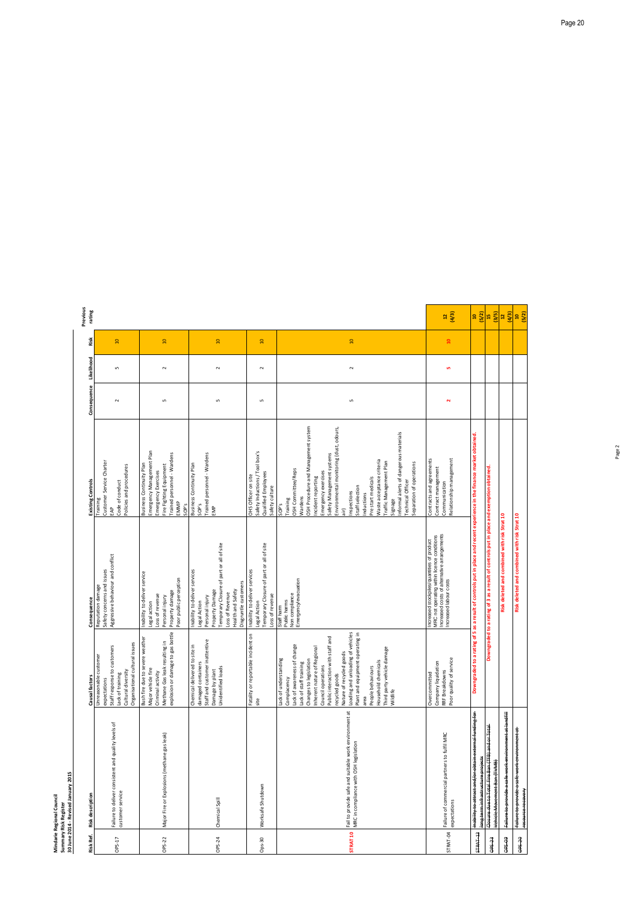**Mindarie Regional Council**
**Summary Risk Register**
**30 June 2014 - Revised January 2015**

| Risk Ref. | Risk description | Causal factors | Consequence | Existing Controls | Consequence | Likelihood | Risk | Previous rating |
|---|---|---|---|---|---|---|---|---|
| OPS-17 | Failure to deliver consistent and quality levels of customer service | Unreasonable customer expectations<br>Staff response to customers<br>Lack of training<br>Cultural diversity<br>Organisational cultural issues | Reputation damage<br>Safety concerns and issues<br>Aggressive behaviour and conflict | Training<br>Customer Service Charter<br>EAP<br>Code of conduct<br>Policies and procedures | 2 | 5 | 10 | |
| OPS-22 | Major Fire or Explosions (methane gas leak) | Bush fire due to severe weather<br>Major vehicle fire<br>Criminal activity<br>Methane Gas leak resulting in explosion or damage to gas bottle | Inability to deliver service<br>Legal action<br>Loss of revenue<br>Personal injury<br>Property damage<br>Poor public perception | Business Continuity Plan<br>Emergency Management Plan<br>Emergency Exercises<br>Fire Fighting Equipment<br>Trained personnel - Wardens<br>EMMP<br>SOP's | 5 | 2 | 10 | |
| OPS-24 | Chemical Spill | Chemical delivered to site in damaged containers<br>Staff and customer inattentive<br>Damage by plant<br>Unidentified loads | Inability to deliver services<br>Legal Action<br>Personal injury<br>Property Damage<br>Temporary Closure of part or all of site<br>Loss of Revenue<br>Health and Safety<br>Disgruntle customers | Business Continuity Plan<br>SOP's<br>Trained personnel - Wardens<br>EMP | 5 | 2 | 10 | |
| Ops-30 | Worksafe Shutdown | Fatality or reportable incident on site | Inability to deliver services<br>Legal Action<br>Temporary Closure of part or all of site<br>Loss of revenue | OHS Officer on site<br>Safety Inductions / Tool box's<br>Qualified Employees<br>Safety culture | 5 | 2 | 10 | |
| STRAT 10 | Fail to provide safe and suitable work environment at MRC in compliance with OSH legislation | Lack of understanding<br>Complacency<br>Lack of awareness of change<br>Lack of staff training<br>Changes to legislation<br>Inherent nature of Regional Council operations<br>Public interaction with staff and recycled goods<br>Nature of recycled goods<br>Loading and unloading of vehicles<br>Plant and equipment operating in area<br>People behaviours<br>Household chemicals<br>Third party vehicle damage<br>Wildlife | Staff harm<br>Public harms<br>Non compliance<br>Emergency evacuation | SOP's<br>Training<br>OSH Committee/Reps<br>Wardens<br>OSH Procedure and Management system<br>Incident reporting<br>Emergency exercises<br>Safety Management systems<br>Environmental monitoring (dust, odours, air)<br>Inspections<br>Staff selection<br>Inductions<br>Pre start medicals<br>Waste acceptance criteria<br>Traffic Management Plan<br>Signage<br>Informal alerts of dangerous materials<br>Technical Officer<br>Separation of operations | 5 | 2 | 10 | |
| STRAT-04 | Failure of commercial partners to fulfill MRC expectations | Overcommitted<br>Company liquidation<br>RRF Breakdowns<br>Poor quality of service | Increased stockpiles/quantities of product<br>MRC not operating within licence conditions<br>Increased costs of alternative arrangements<br>Increased labour costs | Contracts and agreements<br>Contract management<br>Communication<br>Relationship management | 2 | 5 | 10 | 12 (4/3) |
| ~~STRAT-12~~ | ~~Inability to attract and/or obtain external funding for long term infrastructure projects~~ | **Downgraded to a rating of 5 as a result of controls put in place and recent experience in the finance market obtained.** | | | | | | 10 (5/2) |
| ~~OPS-23~~ | ~~Closure due to Total Fire Ban (TFB) and/or Total Vehicle Movement Ban (TVMB)~~ | **Downgraded to a rating of 3 as a result of controls put in place and exemption obtained.** | | | | | | 15 (3/5) |
| ~~OPS-09~~ | ~~Failure to provide a safe work environment at landfill~~ | **Risk deleted and combined with risk Strat 10** | | | | | | 12 (4/3) |
| ~~OPS-20~~ | ~~Failure to provide a safe work environment at resource recovery~~ | **Risk deleted and combined with risk Strat 10** | | | | | | 10 (5/2) |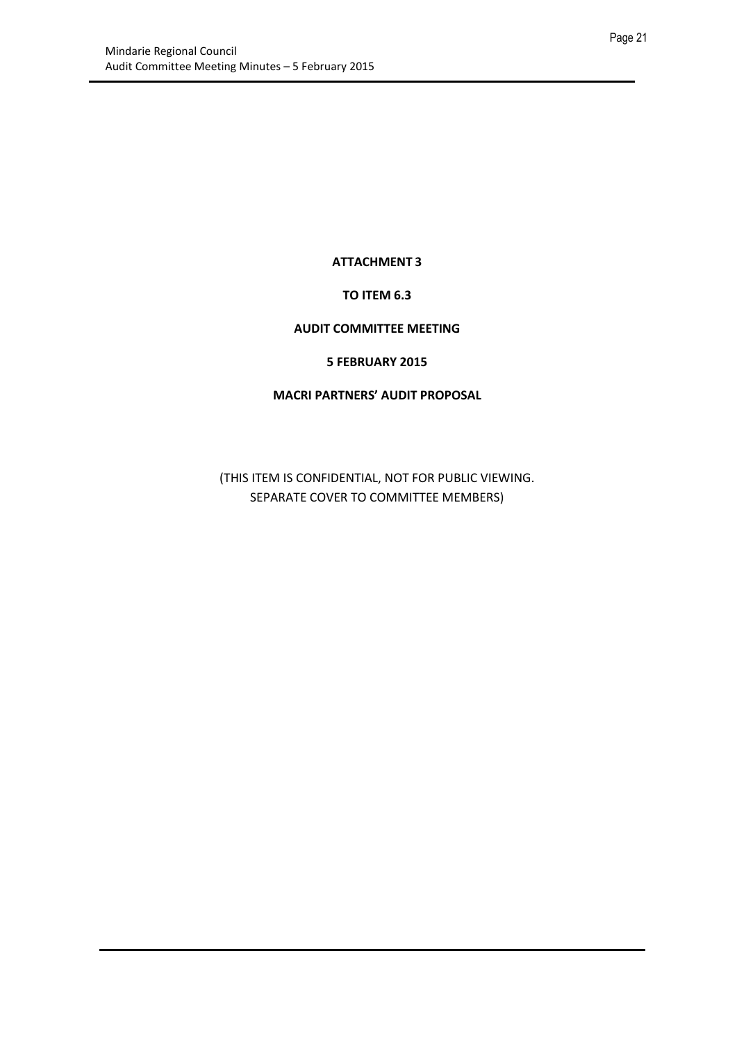**ATTACHMENT 3**

**TO ITEM 6.3**

**AUDIT COMMITTEE MEETING**

**5 FEBRUARY 2015**

**MACRI PARTNERS' AUDIT PROPOSAL**

(THIS ITEM IS CONFIDENTIAL, NOT FOR PUBLIC VIEWING.
SEPARATE COVER TO COMMITTEE MEMBERS)